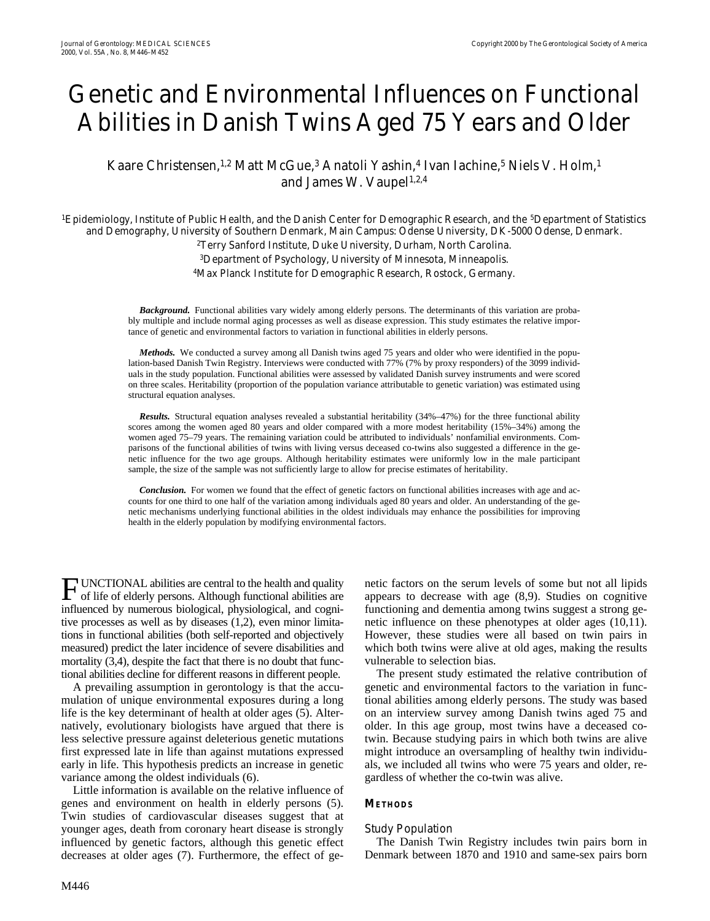# Genetic and Environmental Influences on Functional Abilities in Danish Twins Aged 75 Years and Older

Kaare Christensen,[1,2] Matt McGue,[3] Anatoli Yashin,[4] Ivan Iachine,[5] Niels V. Holm,[1] and James W. Vaupel[1,2,4]

[1]Epidemiology, Institute of Public Health, and the Danish Center for Demographic Research, and the [5]Department of Statistics and Demography, University of Southern Denmark, Main Campus: Odense University, DK-5000 Odense, Denmark.
[2]Terry Sanford Institute, Duke University, Durham, North Carolina.
[3]Department of Psychology, University of Minnesota, Minneapolis.
[4]Max Planck Institute for Demographic Research, Rostock, Germany.

***Background.*** Functional abilities vary widely among elderly persons. The determinants of this variation are probably multiple and include normal aging processes as well as disease expression. This study estimates the relative importance of genetic and environmental factors to variation in functional abilities in elderly persons.

***Methods.*** We conducted a survey among all Danish twins aged 75 years and older who were identified in the population-based Danish Twin Registry. Interviews were conducted with 77% (7% by proxy responders) of the 3099 individuals in the study population. Functional abilities were assessed by validated Danish survey instruments and were scored on three scales. Heritability (proportion of the population variance attributable to genetic variation) was estimated using structural equation analyses.

***Results.*** Structural equation analyses revealed a substantial heritability (34%–47%) for the three functional ability scores among the women aged 80 years and older compared with a more modest heritability (15%–34%) among the women aged 75–79 years. The remaining variation could be attributed to individuals' nonfamilial environments. Comparisons of the functional abilities of twins with living versus deceased co-twins also suggested a difference in the genetic influence for the two age groups. Although heritability estimates were uniformly low in the male participant sample, the size of the sample was not sufficiently large to allow for precise estimates of heritability.

***Conclusion.*** For women we found that the effect of genetic factors on functional abilities increases with age and accounts for one third to one half of the variation among individuals aged 80 years and older. An understanding of the genetic mechanisms underlying functional abilities in the oldest individuals may enhance the possibilities for improving health in the elderly population by modifying environmental factors.

FUNCTIONAL abilities are central to the health and quality of life of elderly persons. Although functional abilities are influenced by numerous biological, physiological, and cognitive processes as well as by diseases (1,2), even minor limitations in functional abilities (both self-reported and objectively measured) predict the later incidence of severe disabilities and mortality (3,4), despite the fact that there is no doubt that functional abilities decline for different reasons in different people.

A prevailing assumption in gerontology is that the accumulation of unique environmental exposures during a long life is the key determinant of health at older ages (5). Alternatively, evolutionary biologists have argued that there is less selective pressure against deleterious genetic mutations first expressed late in life than against mutations expressed early in life. This hypothesis predicts an increase in genetic variance among the oldest individuals (6).

Little information is available on the relative influence of genes and environment on health in elderly persons (5). Twin studies of cardiovascular diseases suggest that at younger ages, death from coronary heart disease is strongly influenced by genetic factors, although this genetic effect decreases at older ages (7). Furthermore, the effect of genetic factors on the serum levels of some but not all lipids appears to decrease with age (8,9). Studies on cognitive functioning and dementia among twins suggest a strong genetic influence on these phenotypes at older ages (10,11). However, these studies were all based on twin pairs in which both twins were alive at old ages, making the results vulnerable to selection bias.

The present study estimated the relative contribution of genetic and environmental factors to the variation in functional abilities among elderly persons. The study was based on an interview survey among Danish twins aged 75 and older. In this age group, most twins have a deceased co-twin. Because studying pairs in which both twins are alive might introduce an oversampling of healthy twin individuals, we included all twins who were 75 years and older, regardless of whether the co-twin was alive.

## Methods

### Study Population

The Danish Twin Registry includes twin pairs born in Denmark between 1870 and 1910 and same-sex pairs born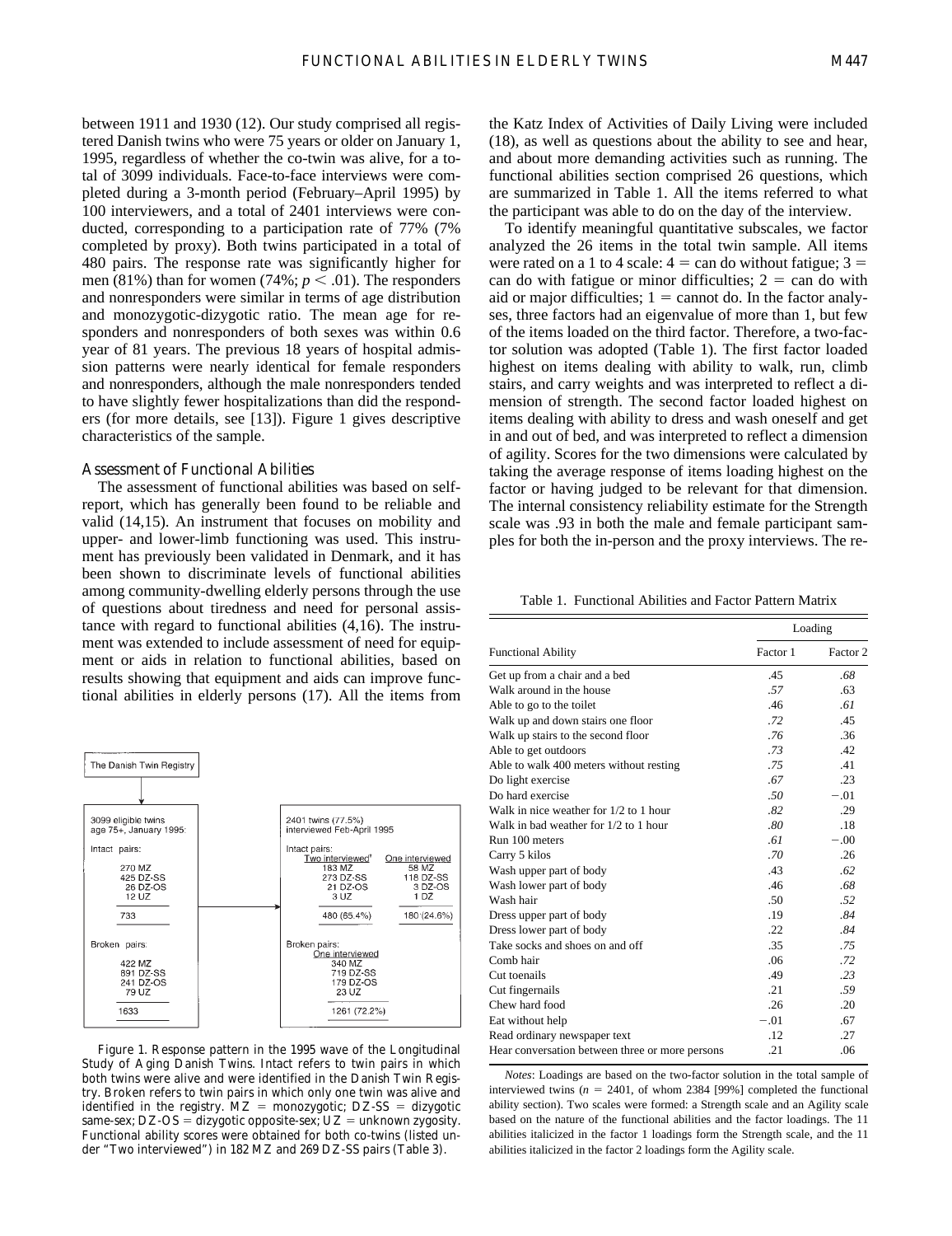between 1911 and 1930 (12). Our study comprised all registered Danish twins who were 75 years or older on January 1, 1995, regardless of whether the co-twin was alive, for a total of 3099 individuals. Face-to-face interviews were completed during a 3-month period (February–April 1995) by 100 interviewers, and a total of 2401 interviews were conducted, corresponding to a participation rate of 77% (7% completed by proxy). Both twins participated in a total of 480 pairs. The response rate was significantly higher for men (81%) than for women (74%; $p < .01$). The responders and nonresponders were similar in terms of age distribution and monozygotic-dizygotic ratio. The mean age for responders and nonresponders of both sexes was within 0.6 year of 81 years. The previous 18 years of hospital admission patterns were nearly identical for female responders and nonresponders, although the male nonresponders tended to have slightly fewer hospitalizations than did the responders (for more details, see [13]). Figure 1 gives descriptive characteristics of the sample.

### Assessment of Functional Abilities

The assessment of functional abilities was based on self-report, which has generally been found to be reliable and valid (14,15). An instrument that focuses on mobility and upper- and lower-limb functioning was used. This instrument has previously been validated in Denmark, and it has been shown to discriminate levels of functional abilities among community-dwelling elderly persons through the use of questions about tiredness and need for personal assistance with regard to functional abilities (4,16). The instrument was extended to include assessment of need for equipment or aids in relation to functional abilities, based on results showing that equipment and aids can improve functional abilities in elderly persons (17). All the items from the Katz Index of Activities of Daily Living were included (18), as well as questions about the ability to see and hear, and about more demanding activities such as running. The functional abilities section comprised 26 questions, which are summarized in Table 1. All the items referred to what the participant was able to do on the day of the interview.

| The Danish Twin Registry | |
|---|---|
| 3099 eligible twins age 75+, January 1995: | 2401 twins (77.5%) interviewed Feb-April 1995 |
| Intact pairs: 270 MZ, 425 DZ-SS, 26 DZ-OS, 12 UZ; total 733 | Intact pairs: Two interviewed[†]: 183 MZ, 273 DZ-SS, 21 DZ-OS, 3 UZ; 480 (65.4%). One interviewed: 58 MZ, 118 DZ-SS, 3 DZ-OS, 1 DZ; 180 (24.6%) |
| Broken pairs: 422 MZ, 891 DZ-SS, 241 DZ-OS, 79 UZ; total 1633 | Broken pairs: One interviewed: 340 MZ, 719 DZ-SS, 179 DZ-OS, 23 UZ; 1261 (72.2%) |

Figure 1. Response pattern in the 1995 wave of the Longitudinal Study of Aging Danish Twins. Intact refers to twin pairs in which both twins were alive and were identified in the Danish Twin Registry. Broken refers to twin pairs in which only one twin was alive and identified in the registry. MZ = monozygotic; DZ-SS = dizygotic same-sex; DZ-OS = dizygotic opposite-sex; UZ = unknown zygosity. Functional ability scores were obtained for both co-twins (listed under "Two interviewed") in 182 MZ and 269 DZ-SS pairs (Table 3).

To identify meaningful quantitative subscales, we factor analyzed the 26 items in the total twin sample. All items were rated on a 1 to 4 scale: 4 = can do without fatigue; 3 = can do with fatigue or minor difficulties; 2 = can do with aid or major difficulties; 1 = cannot do. In the factor analyses, three factors had an eigenvalue of more than 1, but few of the items loaded on the third factor. Therefore, a two-factor solution was adopted (Table 1). The first factor loaded highest on items dealing with ability to walk, run, climb stairs, and carry weights and was interpreted to reflect a dimension of strength. The second factor loaded highest on items dealing with ability to dress and wash oneself and get in and out of bed, and was interpreted to reflect a dimension of agility. Scores for the two dimensions were calculated by taking the average response of items loading highest on the factor or having judged to be relevant for that dimension. The internal consistency reliability estimate for the Strength scale was .93 in both the male and female participant samples for both the in-person and the proxy interviews. The re-

Table 1. Functional Abilities and Factor Pattern Matrix

| Functional Ability | Loading | |
|---|---|---|
| | Factor 1 | Factor 2 |
| Get up from a chair and a bed | .45 | *.68* |
| Walk around in the house | *.57* | .63 |
| Able to go to the toilet | .46 | *.61* |
| Walk up and down stairs one floor | *.72* | .45 |
| Walk up stairs to the second floor | *.76* | .36 |
| Able to get outdoors | *.73* | .42 |
| Able to walk 400 meters without resting | *.75* | .41 |
| Do light exercise | *.67* | .23 |
| Do hard exercise | *.50* | −.01 |
| Walk in nice weather for 1/2 to 1 hour | *.82* | .29 |
| Walk in bad weather for 1/2 to 1 hour | *.80* | .18 |
| Run 100 meters | *.61* | −.00 |
| Carry 5 kilos | *.70* | .26 |
| Wash upper part of body | .43 | *.62* |
| Wash lower part of body | .46 | *.68* |
| Wash hair | .50 | *.52* |
| Dress upper part of body | .19 | *.84* |
| Dress lower part of body | .22 | *.84* |
| Take socks and shoes on and off | .35 | *.75* |
| Comb hair | .06 | *.72* |
| Cut toenails | .49 | *.23* |
| Cut fingernails | .21 | *.59* |
| Chew hard food | .26 | .20 |
| Eat without help | −.01 | .67 |
| Read ordinary newspaper text | .12 | .27 |
| Hear conversation between three or more persons | .21 | .06 |

*Notes*: Loadings are based on the two-factor solution in the total sample of interviewed twins ($n = 2401$, of whom 2384 [99%] completed the functional ability section). Two scales were formed: a Strength scale and an Agility scale based on the nature of the functional abilities and the factor loadings. The 11 abilities italicized in the factor 1 loadings form the Strength scale, and the 11 abilities italicized in the factor 2 loadings form the Agility scale.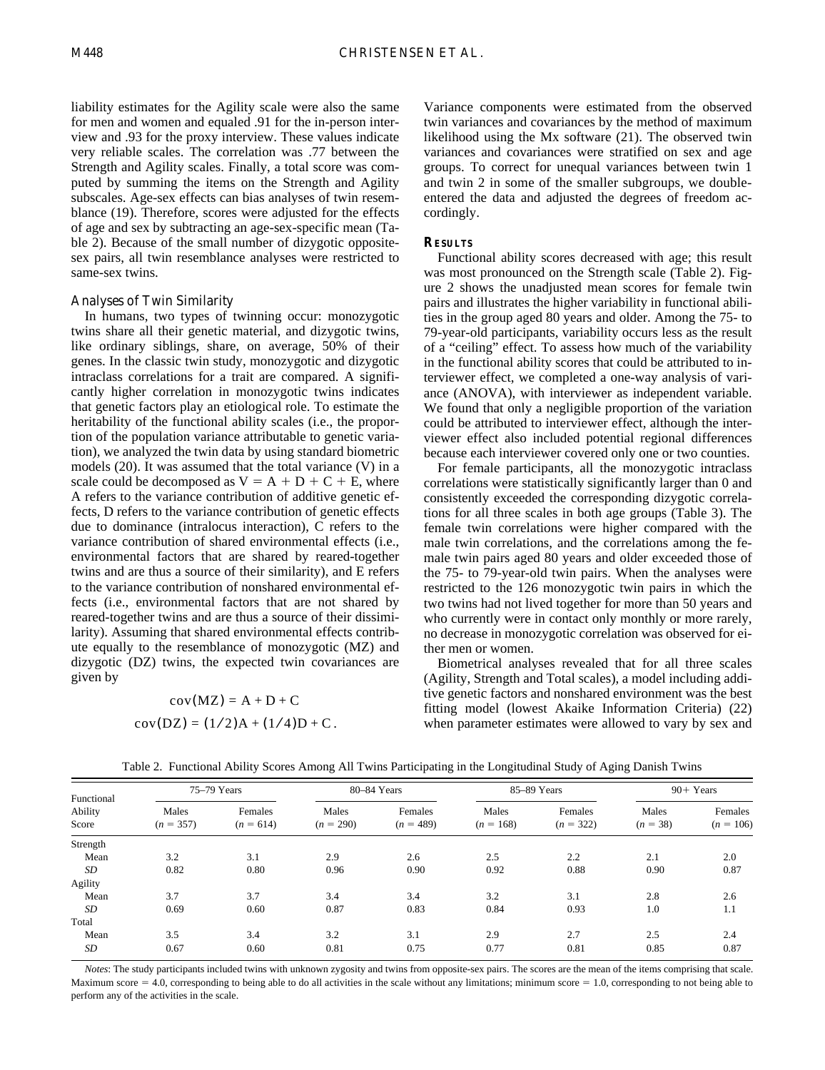liability estimates for the Agility scale were also the same for men and women and equaled .91 for the in-person interview and .93 for the proxy interview. These values indicate very reliable scales. The correlation was .77 between the Strength and Agility scales. Finally, a total score was computed by summing the items on the Strength and Agility subscales. Age-sex effects can bias analyses of twin resemblance (19). Therefore, scores were adjusted for the effects of age and sex by subtracting an age-sex-specific mean (Table 2). Because of the small number of dizygotic opposite-sex pairs, all twin resemblance analyses were restricted to same-sex twins.

### Analyses of Twin Similarity

In humans, two types of twinning occur: monozygotic twins share all their genetic material, and dizygotic twins, like ordinary siblings, share, on average, 50% of their genes. In the classic twin study, monozygotic and dizygotic intraclass correlations for a trait are compared. A significantly higher correlation in monozygotic twins indicates that genetic factors play an etiological role. To estimate the heritability of the functional ability scales (i.e., the proportion of the population variance attributable to genetic variation), we analyzed the twin data by using standard biometric models (20). It was assumed that the total variance (V) in a scale could be decomposed as $V = A + D + C + E$, where A refers to the variance contribution of additive genetic effects, D refers to the variance contribution of genetic effects due to dominance (intralocus interaction), C refers to the variance contribution of shared environmental effects (i.e., environmental factors that are shared by reared-together twins and are thus a source of their similarity), and E refers to the variance contribution of nonshared environmental effects (i.e., environmental factors that are not shared by reared-together twins and are thus a source of their dissimilarity). Assuming that shared environmental effects contribute equally to the resemblance of monozygotic (MZ) and dizygotic (DZ) twins, the expected twin covariances are given by

$$\mathrm{cov}(MZ) = A + D + C$$

$$\mathrm{cov}(DZ) = (1/2)A + (1/4)D + C\,.$$

Variance components were estimated from the observed twin variances and covariances by the method of maximum likelihood using the Mx software (21). The observed twin variances and covariances were stratified on sex and age groups. To correct for unequal variances between twin 1 and twin 2 in some of the smaller subgroups, we double-entered the data and adjusted the degrees of freedom accordingly.

## Results

Functional ability scores decreased with age; this result was most pronounced on the Strength scale (Table 2). Figure 2 shows the unadjusted mean scores for female twin pairs and illustrates the higher variability in functional abilities in the group aged 80 years and older. Among the 75- to 79-year-old participants, variability occurs less as the result of a "ceiling" effect. To assess how much of the variability in the functional ability scores that could be attributed to interviewer effect, we completed a one-way analysis of variance (ANOVA), with interviewer as independent variable. We found that only a negligible proportion of the variation could be attributed to interviewer effect, although the interviewer effect also included potential regional differences because each interviewer covered only one or two counties.

For female participants, all the monozygotic intraclass correlations were statistically significantly larger than 0 and consistently exceeded the corresponding dizygotic correlations for all three scales in both age groups (Table 3). The female twin correlations were higher compared with the male twin correlations, and the correlations among the female twin pairs aged 80 years and older exceeded those of the 75- to 79-year-old twin pairs. When the analyses were restricted to the 126 monozygotic twin pairs in which the two twins had not lived together for more than 50 years and who currently were in contact only monthly or more rarely, no decrease in monozygotic correlation was observed for either men or women.

Biometrical analyses revealed that for all three scales (Agility, Strength and Total scales), a model including additive genetic factors and nonshared environment was the best fitting model (lowest Akaike Information Criteria) (22) when parameter estimates were allowed to vary by sex and

Table 2. Functional Ability Scores Among All Twins Participating in the Longitudinal Study of Aging Danish Twins

| Functional Ability Score | 75–79 Years | | 80–84 Years | | 85–89 Years | | 90+ Years | |
|---|---|---|---|---|---|---|---|---|
| | Males ($n$ = 357) | Females ($n$ = 614) | Males ($n$ = 290) | Females ($n$ = 489) | Males ($n$ = 168) | Females ($n$ = 322) | Males ($n$ = 38) | Females ($n$ = 106) |
| Strength | | | | | | | | |
| Mean | 3.2 | 3.1 | 2.9 | 2.6 | 2.5 | 2.2 | 2.1 | 2.0 |
| *SD* | 0.82 | 0.80 | 0.96 | 0.90 | 0.92 | 0.88 | 0.90 | 0.87 |
| Agility | | | | | | | | |
| Mean | 3.7 | 3.7 | 3.4 | 3.4 | 3.2 | 3.1 | 2.8 | 2.6 |
| *SD* | 0.69 | 0.60 | 0.87 | 0.83 | 0.84 | 0.93 | 1.0 | 1.1 |
| Total | | | | | | | | |
| Mean | 3.5 | 3.4 | 3.2 | 3.1 | 2.9 | 2.7 | 2.5 | 2.4 |
| *SD* | 0.67 | 0.60 | 0.81 | 0.75 | 0.77 | 0.81 | 0.85 | 0.87 |

*Notes*: The study participants included twins with unknown zygosity and twins from opposite-sex pairs. The scores are the mean of the items comprising that scale. Maximum score = 4.0, corresponding to being able to do all activities in the scale without any limitations; minimum score = 1.0, corresponding to not being able to perform any of the activities in the scale.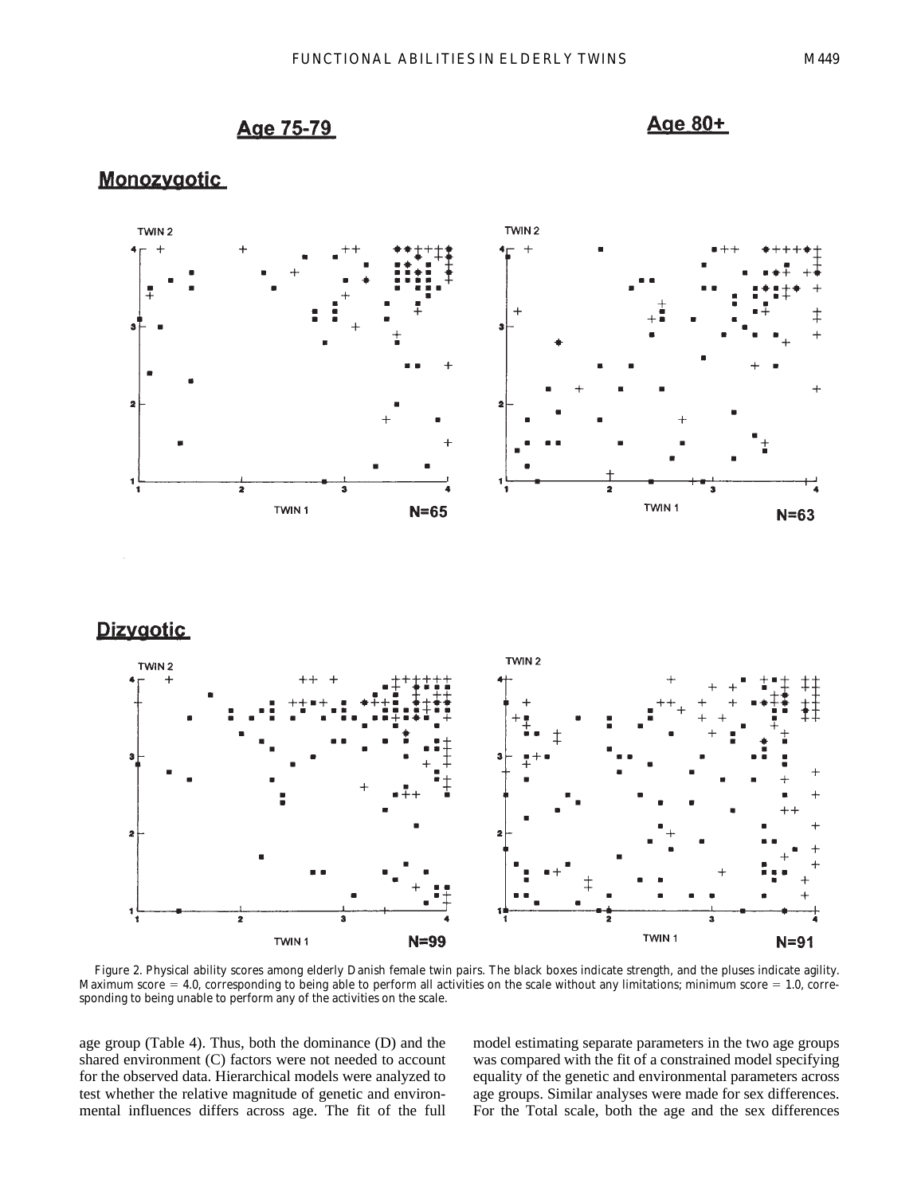Figure 2. Physical ability scores among elderly Danish female twin pairs. The black boxes indicate strength, and the pluses indicate agility. Maximum score = 4.0, corresponding to being able to perform all activities on the scale without any limitations; minimum score = 1.0, corresponding to being unable to perform any of the activities on the scale.

age group (Table 4). Thus, both the dominance (D) and the shared environment (C) factors were not needed to account for the observed data. Hierarchical models were analyzed to test whether the relative magnitude of genetic and environmental influences differs across age. The fit of the full model estimating separate parameters in the two age groups was compared with the fit of a constrained model specifying equality of the genetic and environmental parameters across age groups. Similar analyses were made for sex differences. For the Total scale, both the age and the sex differences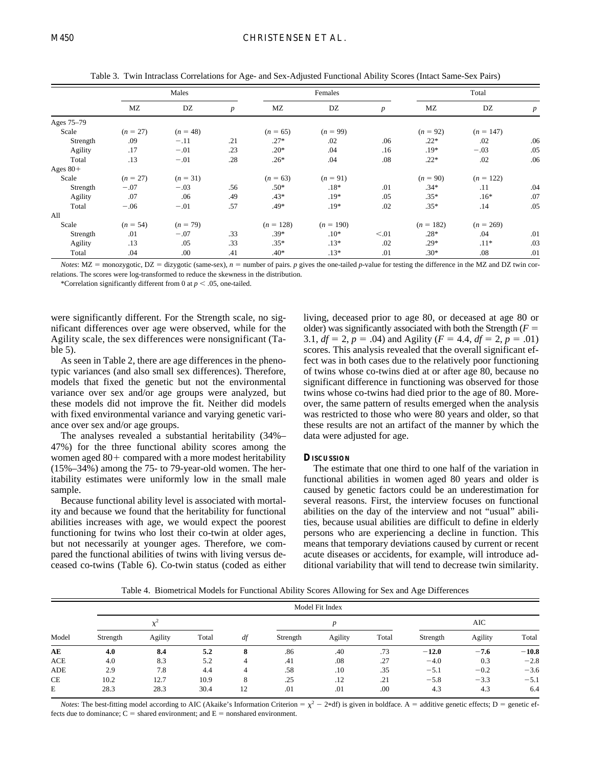Table 3. Twin Intraclass Correlations for Age- and Sex-Adjusted Functional Ability Scores (Intact Same-Sex Pairs)

| | Males | | | Females | | | Total | | |
|---|---|---|---|---|---|---|---|---|---|
| | MZ | DZ | *p* | MZ | DZ | *p* | MZ | DZ | *p* |
| Ages 75–79 | | | | | | | | | |
| Scale | ($n = 27$) | ($n = 48$) | | ($n = 65$) | ($n = 99$) | | ($n = 92$) | ($n = 147$) | |
| Strength | .09 | −.11 | .21 | .27* | .02 | .06 | .22* | .02 | .06 |
| Agility | .17 | −.01 | .23 | .20* | .04 | .16 | .19* | −.03 | .05 |
| Total | .13 | −.01 | .28 | .26* | .04 | .08 | .22* | .02 | .06 |
| Ages 80+ | | | | | | | | | |
| Scale | ($n = 27$) | ($n = 31$) | | ($n = 63$) | ($n = 91$) | | ($n = 90$) | ($n = 122$) | |
| Strength | −.07 | −.03 | .56 | .50* | .18* | .01 | .34* | .11 | .04 |
| Agility | .07 | .06 | .49 | .43* | .19* | .05 | .35* | .16* | .07 |
| Total | −.06 | −.01 | .57 | .49* | .19* | .02 | .35* | .14 | .05 |
| All | | | | | | | | | |
| Scale | ($n = 54$) | ($n = 79$) | | ($n = 128$) | ($n = 190$) | | ($n = 182$) | ($n = 269$) | |
| Strength | .01 | −.07 | .33 | .39* | .10* | <.01 | .28* | .04 | .01 |
| Agility | .13 | .05 | .33 | .35* | .13* | .02 | .29* | .11* | .03 |
| Total | .04 | .00 | .41 | .40* | .13* | .01 | .30* | .08 | .01 |

*Notes*: MZ = monozygotic, DZ = dizygotic (same-sex), $n$ = number of pairs. $p$ gives the one-tailed $p$-value for testing the difference in the MZ and DZ twin correlations. The scores were log-transformed to reduce the skewness in the distribution.

*Correlation significantly different from 0 at $p < .05$, one-tailed.

were significantly different. For the Strength scale, no significant differences over age were observed, while for the Agility scale, the sex differences were nonsignificant (Table 5).

As seen in Table 2, there are age differences in the phenotypic variances (and also small sex differences). Therefore, models that fixed the genetic but not the environmental variance over sex and/or age groups were analyzed, but these models did not improve the fit. Neither did models with fixed environmental variance and varying genetic variance over sex and/or age groups.

The analyses revealed a substantial heritability (34%–47%) for the three functional ability scores among the women aged 80+ compared with a more modest heritability (15%–34%) among the 75- to 79-year-old women. The heritability estimates were uniformly low in the small male sample.

Because functional ability level is associated with mortality and because we found that the heritability for functional abilities increases with age, we would expect the poorest functioning for twins who lost their co-twin at older ages, but not necessarily at younger ages. Therefore, we compared the functional abilities of twins with living versus deceased co-twins (Table 6). Co-twin status (coded as either living, deceased prior to age 80, or deceased at age 80 or older) was significantly associated with both the Strength ($F = 3.1$, $df = 2$, $p = .04$) and Agility ($F = 4.4$, $df = 2$, $p = .01$) scores. This analysis revealed that the overall significant effect was in both cases due to the relatively poor functioning of twins whose co-twins died at or after age 80, because no significant difference in functioning was observed for those twins whose co-twins had died prior to the age of 80. Moreover, the same pattern of results emerged when the analysis was restricted to those who were 80 years and older, so that these results are not an artifact of the manner by which the data were adjusted for age.

## Discussion

The estimate that one third to one half of the variation in functional abilities in women aged 80 years and older is caused by genetic factors could be an underestimation for several reasons. First, the interview focuses on functional abilities on the day of the interview and not "usual" abilities, because usual abilities are difficult to define in elderly persons who are experiencing a decline in function. This means that temporary deviations caused by current or recent acute diseases or accidents, for example, will introduce additional variability that will tend to decrease twin similarity.

Table 4. Biometrical Models for Functional Ability Scores Allowing for Sex and Age Differences

| | Model Fit Index | | | | | | | | | |
|---|---|---|---|---|---|---|---|---|---|---|
| | $\chi^2$ | | | | *p* | | | AIC | | |
| Model | Strength | Agility | Total | *df* | Strength | Agility | Total | Strength | Agility | Total |
| **AE** | **4.0** | **8.4** | **5.2** | **8** | .86 | .40 | .73 | **−12.0** | **−7.6** | **−10.8** |
| ACE | 4.0 | 8.3 | 5.2 | 4 | .41 | .08 | .27 | −4.0 | 0.3 | −2.8 |
| ADE | 2.9 | 7.8 | 4.4 | 4 | .58 | .10 | .35 | −5.1 | −0.2 | −3.6 |
| CE | 10.2 | 12.7 | 10.9 | 8 | .25 | .12 | .21 | −5.8 | −3.3 | −5.1 |
| E | 28.3 | 28.3 | 30.4 | 12 | .01 | .01 | .00 | 4.3 | 4.3 | 6.4 |

*Notes*: The best-fitting model according to AIC (Akaike's Information Criterion = $\chi^2 - 2*\text{df}$) is given in boldface. A = additive genetic effects; D = genetic effects due to dominance; C = shared environment; and E = nonshared environment.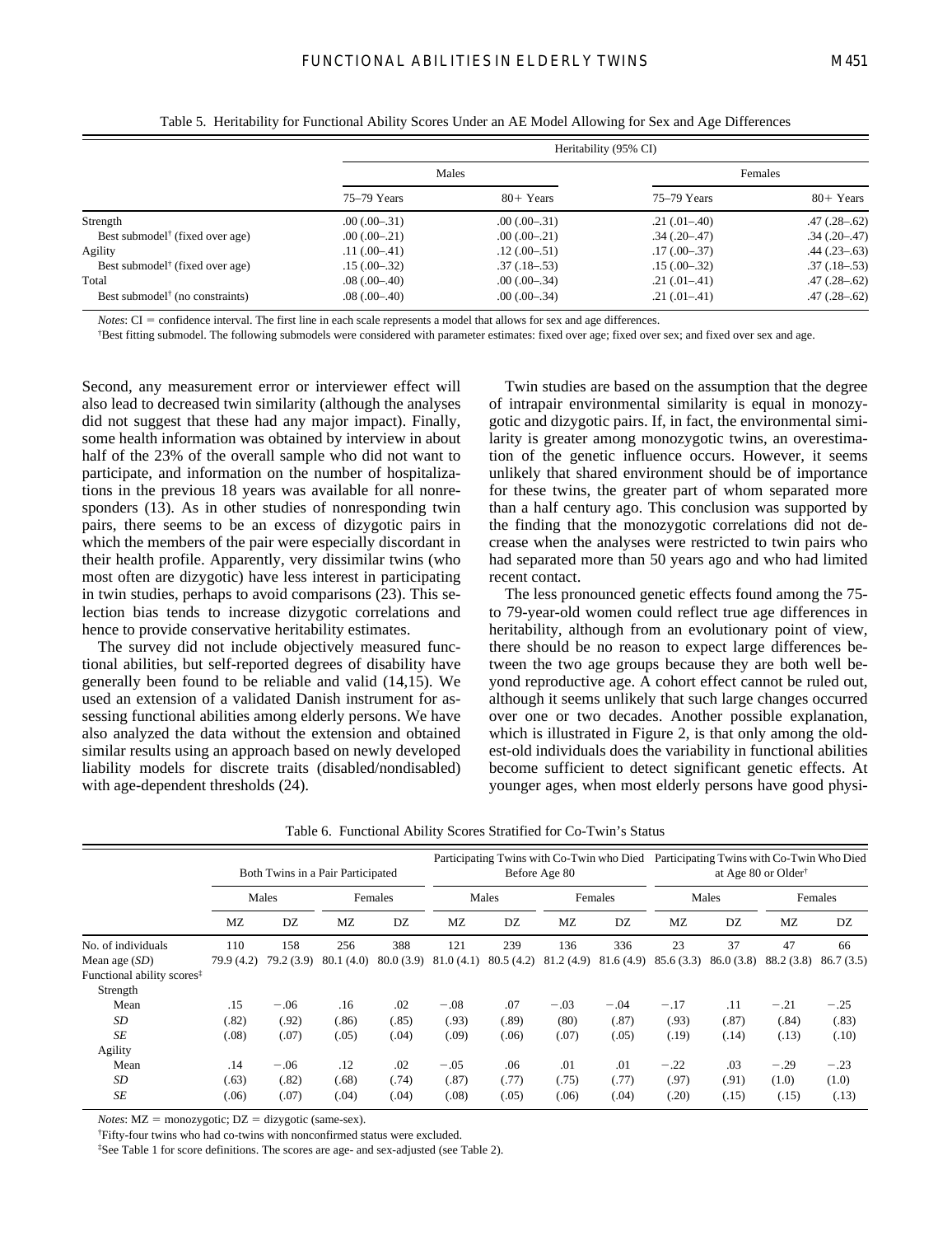Table 5. Heritability for Functional Ability Scores Under an AE Model Allowing for Sex and Age Differences

| | Heritability (95% CI) | | | |
|---|---|---|---|---|
| | Males | | Females | |
| | 75–79 Years | 80+ Years | 75–79 Years | 80+ Years |
| Strength | .00 (.00–.31) | .00 (.00–.31) | .21 (.01–.40) | .47 (.28–.62) |
| Best submodel† (fixed over age) | .00 (.00–.21) | .00 (.00–.21) | .34 (.20–.47) | .34 (.20–.47) |
| Agility | .11 (.00–.41) | .12 (.00–.51) | .17 (.00–.37) | .44 (.23–.63) |
| Best submodel† (fixed over age) | .15 (.00–.32) | .37 (.18–.53) | .15 (.00–.32) | .37 (.18–.53) |
| Total | .08 (.00–.40) | .00 (.00–.34) | .21 (.01–.41) | .47 (.28–.62) |
| Best submodel† (no constraints) | .08 (.00–.40) | .00 (.00–.34) | .21 (.01–.41) | .47 (.28–.62) |

*Notes*: CI = confidence interval. The first line in each scale represents a model that allows for sex and age differences.

†Best fitting submodel. The following submodels were considered with parameter estimates: fixed over age; fixed over sex; and fixed over sex and age.

Second, any measurement error or interviewer effect will also lead to decreased twin similarity (although the analyses did not suggest that these had any major impact). Finally, some health information was obtained by interview in about half of the 23% of the overall sample who did not want to participate, and information on the number of hospitalizations in the previous 18 years was available for all nonresponders (13). As in other studies of nonresponding twin pairs, there seems to be an excess of dizygotic pairs in which the members of the pair were especially discordant in their health profile. Apparently, very dissimilar twins (who most often are dizygotic) have less interest in participating in twin studies, perhaps to avoid comparisons (23). This selection bias tends to increase dizygotic correlations and hence to provide conservative heritability estimates.

The survey did not include objectively measured functional abilities, but self-reported degrees of disability have generally been found to be reliable and valid (14,15). We used an extension of a validated Danish instrument for assessing functional abilities among elderly persons. We have also analyzed the data without the extension and obtained similar results using an approach based on newly developed liability models for discrete traits (disabled/nondisabled) with age-dependent thresholds (24).

Twin studies are based on the assumption that the degree of intrapair environmental similarity is equal in monozygotic and dizygotic pairs. If, in fact, the environmental similarity is greater among monozygotic twins, an overestimation of the genetic influence occurs. However, it seems unlikely that shared environment should be of importance for these twins, the greater part of whom separated more than a half century ago. This conclusion was supported by the finding that the monozygotic correlations did not decrease when the analyses were restricted to twin pairs who had separated more than 50 years ago and who had limited recent contact.

The less pronounced genetic effects found among the 75- to 79-year-old women could reflect true age differences in heritability, although from an evolutionary point of view, there should be no reason to expect large differences between the two age groups because they are both well beyond reproductive age. A cohort effect cannot be ruled out, although it seems unlikely that such large changes occurred over one or two decades. Another possible explanation, which is illustrated in Figure 2, is that only among the oldest-old individuals does the variability in functional abilities become sufficient to detect significant genetic effects. At younger ages, when most elderly persons have good physi-

Table 6. Functional Ability Scores Stratified for Co-Twin's Status

| | Both Twins in a Pair Participated | | | | Participating Twins with Co-Twin who Died Before Age 80 | | | | Participating Twins with Co-Twin Who Died at Age 80 or Older† | | | |
|---|---|---|---|---|---|---|---|---|---|---|---|---|
| | Males | | Females | | Males | | Females | | Males | | Females | |
| | MZ | DZ | MZ | DZ | MZ | DZ | MZ | DZ | MZ | DZ | MZ | DZ |
| No. of individuals | 110 | 158 | 256 | 388 | 121 | 239 | 136 | 336 | 23 | 37 | 47 | 66 |
| Mean age (*SD*) | 79.9 (4.2) | 79.2 (3.9) | 80.1 (4.0) | 80.0 (3.9) | 81.0 (4.1) | 80.5 (4.2) | 81.2 (4.9) | 81.6 (4.9) | 85.6 (3.3) | 86.0 (3.8) | 88.2 (3.8) | 86.7 (3.5) |
| Functional ability scores‡ | | | | | | | | | | | | |
| Strength | | | | | | | | | | | | |
| Mean | .15 | −.06 | .16 | .02 | −.08 | .07 | −.03 | −.04 | −.17 | .11 | −.21 | −.25 |
| *SD* | (.82) | (.92) | (.86) | (.85) | (.93) | (.89) | (80) | (.87) | (.93) | (.87) | (.84) | (.83) |
| *SE* | (.08) | (.07) | (.05) | (.04) | (.09) | (.06) | (.07) | (.05) | (.19) | (.14) | (.13) | (.10) |
| Agility | | | | | | | | | | | | |
| Mean | .14 | −.06 | .12 | .02 | −.05 | .06 | .01 | .01 | −.22 | .03 | −.29 | −.23 |
| *SD* | (.63) | (.82) | (.68) | (.74) | (.87) | (.77) | (.75) | (.77) | (.97) | (.91) | (1.0) | (1.0) |
| *SE* | (.06) | (.07) | (.04) | (.04) | (.08) | (.05) | (.06) | (.04) | (.20) | (.15) | (.15) | (.13) |

*Notes*: MZ = monozygotic; DZ = dizygotic (same-sex).

†Fifty-four twins who had co-twins with nonconfirmed status were excluded.

‡See Table 1 for score definitions. The scores are age- and sex-adjusted (see Table 2).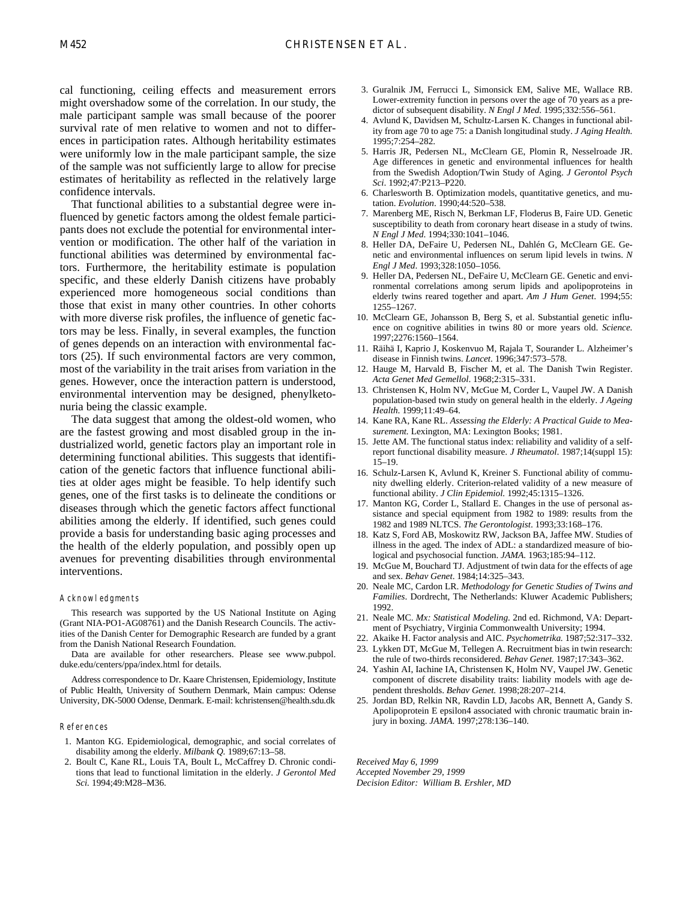cal functioning, ceiling effects and measurement errors might overshadow some of the correlation. In our study, the male participant sample was small because of the poorer survival rate of men relative to women and not to differences in participation rates. Although heritability estimates were uniformly low in the male participant sample, the size of the sample was not sufficiently large to allow for precise estimates of heritability as reflected in the relatively large confidence intervals.

That functional abilities to a substantial degree were influenced by genetic factors among the oldest female participants does not exclude the potential for environmental intervention or modification. The other half of the variation in functional abilities was determined by environmental factors. Furthermore, the heritability estimate is population specific, and these elderly Danish citizens have probably experienced more homogeneous social conditions than those that exist in many other countries. In other cohorts with more diverse risk profiles, the influence of genetic factors may be less. Finally, in several examples, the function of genes depends on an interaction with environmental factors (25). If such environmental factors are very common, most of the variability in the trait arises from variation in the genes. However, once the interaction pattern is understood, environmental intervention may be designed, phenylketonuria being the classic example.

The data suggest that among the oldest-old women, who are the fastest growing and most disabled group in the industrialized world, genetic factors play an important role in determining functional abilities. This suggests that identification of the genetic factors that influence functional abilities at older ages might be feasible. To help identify such genes, one of the first tasks is to delineate the conditions or diseases through which the genetic factors affect functional abilities among the elderly. If identified, such genes could provide a basis for understanding basic aging processes and the health of the elderly population, and possibly open up avenues for preventing disabilities through environmental interventions.

## Acknowledgments

This research was supported by the US National Institute on Aging (Grant NIA-PO1-AG08761) and the Danish Research Councils. The activities of the Danish Center for Demographic Research are funded by a grant from the Danish National Research Foundation.

Data are available for other researchers. Please see www.pubpol.duke.edu/centers/ppa/index.html for details.

Address correspondence to Dr. Kaare Christensen, Epidemiology, Institute of Public Health, University of Southern Denmark, Main campus: Odense University, DK-5000 Odense, Denmark. E-mail: kchristensen@health.sdu.dk

## References

1. Manton KG. Epidemiological, demographic, and social correlates of disability among the elderly. *Milbank Q.* 1989;67:13–58.
2. Boult C, Kane RL, Louis TA, Boult L, McCaffrey D. Chronic conditions that lead to functional limitation in the elderly. *J Gerontol Med Sci.* 1994;49:M28–M36.
3. Guralnik JM, Ferrucci L, Simonsick EM, Salive ME, Wallace RB. Lower-extremity function in persons over the age of 70 years as a predictor of subsequent disability. *N Engl J Med.* 1995;332:556–561.
4. Avlund K, Davidsen M, Schultz-Larsen K. Changes in functional ability from age 70 to age 75: a Danish longitudinal study. *J Aging Health.* 1995;7:254–282.
5. Harris JR, Pedersen NL, McClearn GE, Plomin R, Nesselroade JR. Age differences in genetic and environmental influences for health from the Swedish Adoption/Twin Study of Aging. *J Gerontol Psych Sci.* 1992;47:P213–P220.
6. Charlesworth B. Optimization models, quantitative genetics, and mutation. *Evolution.* 1990;44:520–538.
7. Marenberg ME, Risch N, Berkman LF, Floderus B, Faire UD. Genetic susceptibility to death from coronary heart disease in a study of twins. *N Engl J Med.* 1994;330:1041–1046.
8. Heller DA, DeFaire U, Pedersen NL, Dahlén G, McClearn GE. Genetic and environmental influences on serum lipid levels in twins. *N Engl J Med.* 1993;328:1050–1056.
9. Heller DA, Pedersen NL, DeFaire U, McClearn GE. Genetic and environmental correlations among serum lipids and apolipoproteins in elderly twins reared together and apart. *Am J Hum Genet.* 1994;55: 1255–1267.
10. McClearn GE, Johansson B, Berg S, et al. Substantial genetic influence on cognitive abilities in twins 80 or more years old. *Science.* 1997;2276:1560–1564.
11. Räihä I, Kaprio J, Koskenvuo M, Rajala T, Sourander L. Alzheimer's disease in Finnish twins. *Lancet.* 1996;347:573–578.
12. Hauge M, Harvald B, Fischer M, et al. The Danish Twin Register. *Acta Genet Med Gemellol.* 1968;2:315–331.
13. Christensen K, Holm NV, McGue M, Corder L, Vaupel JW. A Danish population-based twin study on general health in the elderly. *J Ageing Health.* 1999;11:49–64.
14. Kane RA, Kane RL. *Assessing the Elderly: A Practical Guide to Measurement.* Lexington, MA: Lexington Books; 1981.
15. Jette AM. The functional status index: reliability and validity of a self-report functional disability measure. *J Rheumatol.* 1987;14(suppl 15): 15–19.
16. Schulz-Larsen K, Avlund K, Kreiner S. Functional ability of community dwelling elderly. Criterion-related validity of a new measure of functional ability. *J Clin Epidemiol.* 1992;45:1315–1326.
17. Manton KG, Corder L, Stallard E. Changes in the use of personal assistance and special equipment from 1982 to 1989: results from the 1982 and 1989 NLTCS. *The Gerontologist.* 1993;33:168–176.
18. Katz S, Ford AB, Moskowitz RW, Jackson BA, Jaffee MW. Studies of illness in the aged. The index of ADL: a standardized measure of biological and psychosocial function. *JAMA.* 1963;185:94–112.
19. McGue M, Bouchard TJ. Adjustment of twin data for the effects of age and sex. *Behav Genet.* 1984;14:325–343.
20. Neale MC, Cardon LR. *Methodology for Genetic Studies of Twins and Families.* Dordrecht, The Netherlands: Kluwer Academic Publishers; 1992.
21. Neale MC. *Mx: Statistical Modeling.* 2nd ed. Richmond, VA: Department of Psychiatry, Virginia Commonwealth University; 1994.
22. Akaike H. Factor analysis and AIC. *Psychometrika.* 1987;52:317–332.
23. Lykken DT, McGue M, Tellegen A. Recruitment bias in twin research: the rule of two-thirds reconsidered. *Behav Genet.* 1987;17:343–362.
24. Yashin AI, Iachine IA, Christensen K, Holm NV, Vaupel JW. Genetic component of discrete disability traits: liability models with age dependent thresholds. *Behav Genet.* 1998;28:207–214.
25. Jordan BD, Relkin NR, Ravdin LD, Jacobs AR, Bennett A, Gandy S. Apolipoprotein E epsilon4 associated with chronic traumatic brain injury in boxing. *JAMA.* 1997;278:136–140.

*Received May 6, 1999*
*Accepted November 29, 1999*
*Decision Editor: William B. Ershler, MD*